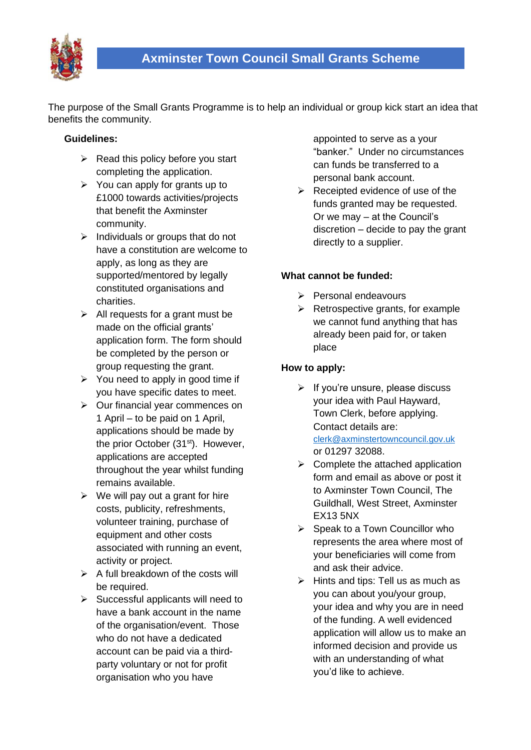# Axminster Town Council Small Grants Scheme

The purpose of the Small Grants Programme is to help an individual or group kick start an idea that benefits the community.

**Guidelines:**

- Read this policy before you start completing the application.
- You can apply for grants up to £1000 towards activities/projects that benefit the Axminster community.
- Individuals or groups that do not have a constitution are welcome to apply, as long as they are supported/mentored by legally constituted organisations and charities.
- All requests for a grant must be made on the official grants' application form. The form should be completed by the person or group requesting the grant.
- You need to apply in good time if you have specific dates to meet.
- Our financial year commences on 1 April – to be paid on 1 April, applications should be made by the prior October (31st). However, applications are accepted throughout the year whilst funding remains available.
- We will pay out a grant for hire costs, publicity, refreshments, volunteer training, purchase of equipment and other costs associated with running an event, activity or project.
- A full breakdown of the costs will be required.
- Successful applicants will need to have a bank account in the name of the organisation/event. Those who do not have a dedicated account can be paid via a third-party voluntary or not for profit organisation who you have appointed to serve as a your "banker." Under no circumstances can funds be transferred to a personal bank account.
- Receipted evidence of use of the funds granted may be requested. Or we may – at the Council's discretion – decide to pay the grant directly to a supplier.

**What cannot be funded:**

- Personal endeavours
- Retrospective grants, for example we cannot fund anything that has already been paid for, or taken place

**How to apply:**

- If you're unsure, please discuss your idea with Paul Hayward, Town Clerk, before applying. Contact details are: clerk@axminstertowncouncil.gov.uk or 01297 32088.
- Complete the attached application form and email as above or post it to Axminster Town Council, The Guildhall, West Street, Axminster EX13 5NX
- Speak to a Town Councillor who represents the area where most of your beneficiaries will come from and ask their advice.
- Hints and tips: Tell us as much as you can about you/your group, your idea and why you are in need of the funding. A well evidenced application will allow us to make an informed decision and provide us with an understanding of what you'd like to achieve.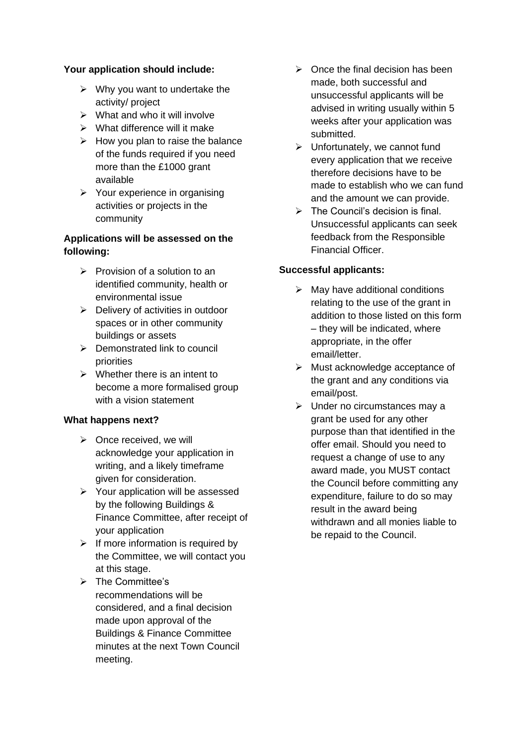**Your application should include:**

- Why you want to undertake the activity/ project
- What and who it will involve
- What difference will it make
- How you plan to raise the balance of the funds required if you need more than the £1000 grant available
- Your experience in organising activities or projects in the community

**Applications will be assessed on the following:**

- Provision of a solution to an identified community, health or environmental issue
- Delivery of activities in outdoor spaces or in other community buildings or assets
- Demonstrated link to council priorities
- Whether there is an intent to become a more formalised group with a vision statement

**What happens next?**

- Once received, we will acknowledge your application in writing, and a likely timeframe given for consideration.
- Your application will be assessed by the following Buildings & Finance Committee, after receipt of your application
- If more information is required by the Committee, we will contact you at this stage.
- The Committee's recommendations will be considered, and a final decision made upon approval of the Buildings & Finance Committee minutes at the next Town Council meeting.
- Once the final decision has been made, both successful and unsuccessful applicants will be advised in writing usually within 5 weeks after your application was submitted.
- Unfortunately, we cannot fund every application that we receive therefore decisions have to be made to establish who we can fund and the amount we can provide.
- The Council's decision is final. Unsuccessful applicants can seek feedback from the Responsible Financial Officer.

**Successful applicants:**

- May have additional conditions relating to the use of the grant in addition to those listed on this form – they will be indicated, where appropriate, in the offer email/letter.
- Must acknowledge acceptance of the grant and any conditions via email/post.
- Under no circumstances may a grant be used for any other purpose than that identified in the offer email. Should you need to request a change of use to any award made, you MUST contact the Council before committing any expenditure, failure to do so may result in the award being withdrawn and all monies liable to be repaid to the Council.